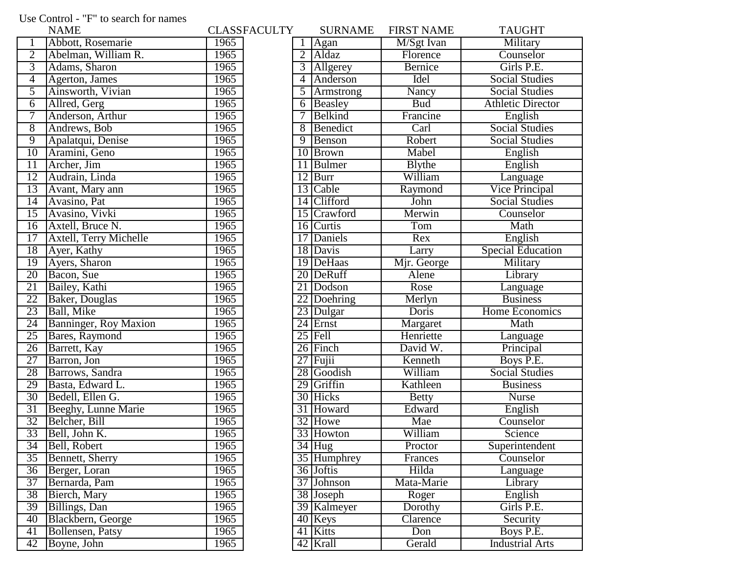Use Control - "F" to search for names

| | NAME | CLASS |
|---|---|---|
| 1 | Abbott, Rosemarie | 1965 |
| 2 | Abelman, William R. | 1965 |
| 3 | Adams, Sharon | 1965 |
| 4 | Agerton, James | 1965 |
| 5 | Ainsworth, Vivian | 1965 |
| 6 | Allred, Gerg | 1965 |
| 7 | Anderson, Arthur | 1965 |
| 8 | Andrews, Bob | 1965 |
| 9 | Apalatqui, Denise | 1965 |
| 10 | Aramini, Geno | 1965 |
| 11 | Archer, Jim | 1965 |
| 12 | Audrain, Linda | 1965 |
| 13 | Avant, Mary ann | 1965 |
| 14 | Avasino, Pat | 1965 |
| 15 | Avasino, Vivki | 1965 |
| 16 | Axtell, Bruce N. | 1965 |
| 17 | Axtell, Terry Michelle | 1965 |
| 18 | Ayer, Kathy | 1965 |
| 19 | Ayers, Sharon | 1965 |
| 20 | Bacon, Sue | 1965 |
| 21 | Bailey, Kathi | 1965 |
| 22 | Baker, Douglas | 1965 |
| 23 | Ball, Mike | 1965 |
| 24 | Banninger, Roy Maxion | 1965 |
| 25 | Bares, Raymond | 1965 |
| 26 | Barrett, Kay | 1965 |
| 27 | Barron, Jon | 1965 |
| 28 | Barrows, Sandra | 1965 |
| 29 | Basta, Edward L. | 1965 |
| 30 | Bedell, Ellen G. | 1965 |
| 31 | Beeghy, Lunne Marie | 1965 |
| 32 | Belcher, Bill | 1965 |
| 33 | Bell, John K. | 1965 |
| 34 | Bell, Robert | 1965 |
| 35 | Bennett, Sherry | 1965 |
| 36 | Berger, Loran | 1965 |
| 37 | Bernarda, Pam | 1965 |
| 38 | Bierch, Mary | 1965 |
| 39 | Billings, Dan | 1965 |
| 40 | Blackbern, George | 1965 |
| 41 | Bollensen, Patsy | 1965 |
| 42 | Boyne, John | 1965 |

FACULTY

| | SURNAME | FIRST NAME | TAUGHT |
|---|---|---|---|
| 1 | Agan | M/Sgt Ivan | Military |
| 2 | Aldaz | Florence | Counselor |
| 3 | Allgerey | Bernice | Girls P.E. |
| 4 | Anderson | Idel | Social Studies |
| 5 | Armstrong | Nancy | Social Studies |
| 6 | Beasley | Bud | Athletic Director |
| 7 | Belkind | Francine | English |
| 8 | Benedict | Carl | Social Studies |
| 9 | Benson | Robert | Social Studies |
| 10 | Brown | Mabel | English |
| 11 | Bulmer | Blythe | English |
| 12 | Burr | William | Language |
| 13 | Cable | Raymond | Vice Principal |
| 14 | Clifford | John | Social Studies |
| 15 | Crawford | Merwin | Counselor |
| 16 | Curtis | Tom | Math |
| 17 | Daniels | Rex | English |
| 18 | Davis | Larry | Special Education |
| 19 | DeHaas | Mjr. George | Military |
| 20 | DeRuff | Alene | Library |
| 21 | Dodson | Rose | Language |
| 22 | Doehring | Merlyn | Business |
| 23 | Dulgar | Doris | Home Economics |
| 24 | Ernst | Margaret | Math |
| 25 | Fell | Henriette | Language |
| 26 | Finch | David W. | Principal |
| 27 | Fujii | Kenneth | Boys P.E. |
| 28 | Goodish | William | Social Studies |
| 29 | Griffin | Kathleen | Business |
| 30 | Hicks | Betty | Nurse |
| 31 | Howard | Edward | English |
| 32 | Howe | Mae | Counselor |
| 33 | Howton | William | Science |
| 34 | Hug | Proctor | Superintendent |
| 35 | Humphrey | Frances | Counselor |
| 36 | Joftis | Hilda | Language |
| 37 | Johnson | Mata-Marie | Library |
| 38 | Joseph | Roger | English |
| 39 | Kalmeyer | Dorothy | Girls P.E. |
| 40 | Keys | Clarence | Security |
| 41 | Kitts | Don | Boys P.E. |
| 42 | Krall | Gerald | Industrial Arts |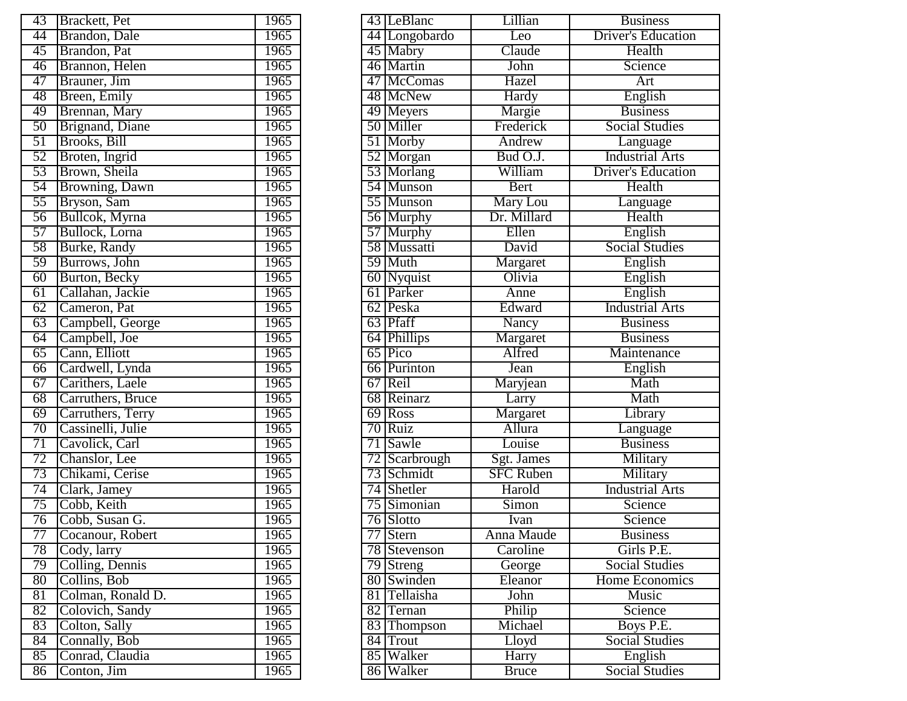| 43 | Brackett, Pet | 1965 |
|---|---|---|
| 44 | Brandon, Dale | 1965 |
| 45 | Brandon, Pat | 1965 |
| 46 | Brannon, Helen | 1965 |
| 47 | Brauner, Jim | 1965 |
| 48 | Breen, Emily | 1965 |
| 49 | Brennan, Mary | 1965 |
| 50 | Brignand, Diane | 1965 |
| 51 | Brooks, Bill | 1965 |
| 52 | Broten, Ingrid | 1965 |
| 53 | Brown, Sheila | 1965 |
| 54 | Browning, Dawn | 1965 |
| 55 | Bryson, Sam | 1965 |
| 56 | Bullcok, Myrna | 1965 |
| 57 | Bullock, Lorna | 1965 |
| 58 | Burke, Randy | 1965 |
| 59 | Burrows, John | 1965 |
| 60 | Burton, Becky | 1965 |
| 61 | Callahan, Jackie | 1965 |
| 62 | Cameron, Pat | 1965 |
| 63 | Campbell, George | 1965 |
| 64 | Campbell, Joe | 1965 |
| 65 | Cann, Elliott | 1965 |
| 66 | Cardwell, Lynda | 1965 |
| 67 | Carithers, Laele | 1965 |
| 68 | Carruthers, Bruce | 1965 |
| 69 | Carruthers, Terry | 1965 |
| 70 | Cassinelli, Julie | 1965 |
| 71 | Cavolick, Carl | 1965 |
| 72 | Chanslor, Lee | 1965 |
| 73 | Chikami, Cerise | 1965 |
| 74 | Clark, Jamey | 1965 |
| 75 | Cobb, Keith | 1965 |
| 76 | Cobb, Susan G. | 1965 |
| 77 | Cocanour, Robert | 1965 |
| 78 | Cody, larry | 1965 |
| 79 | Colling, Dennis | 1965 |
| 80 | Collins, Bob | 1965 |
| 81 | Colman, Ronald D. | 1965 |
| 82 | Colovich, Sandy | 1965 |
| 83 | Colton, Sally | 1965 |
| 84 | Connally, Bob | 1965 |
| 85 | Conrad, Claudia | 1965 |
| 86 | Conton, Jim | 1965 |

| 43 | LeBlanc | Lillian | Business |
|---|---|---|---|
| 44 | Longobardo | Leo | Driver's Education |
| 45 | Mabry | Claude | Health |
| 46 | Martin | John | Science |
| 47 | McComas | Hazel | Art |
| 48 | McNew | Hardy | English |
| 49 | Meyers | Margie | Business |
| 50 | Miller | Frederick | Social Studies |
| 51 | Morby | Andrew | Language |
| 52 | Morgan | Bud O.J. | Industrial Arts |
| 53 | Morlang | William | Driver's Education |
| 54 | Munson | Bert | Health |
| 55 | Munson | Mary Lou | Language |
| 56 | Murphy | Dr. Millard | Health |
| 57 | Murphy | Ellen | English |
| 58 | Mussatti | David | Social Studies |
| 59 | Muth | Margaret | English |
| 60 | Nyquist | Olivia | English |
| 61 | Parker | Anne | English |
| 62 | Peska | Edward | Industrial Arts |
| 63 | Pfaff | Nancy | Business |
| 64 | Phillips | Margaret | Business |
| 65 | Pico | Alfred | Maintenance |
| 66 | Purinton | Jean | English |
| 67 | Reil | Maryjean | Math |
| 68 | Reinarz | Larry | Math |
| 69 | Ross | Margaret | Library |
| 70 | Ruiz | Allura | Language |
| 71 | Sawle | Louise | Business |
| 72 | Scarbrough | Sgt. James | Military |
| 73 | Schmidt | SFC Ruben | Military |
| 74 | Shetler | Harold | Industrial Arts |
| 75 | Simonian | Simon | Science |
| 76 | Slotto | Ivan | Science |
| 77 | Stern | Anna Maude | Business |
| 78 | Stevenson | Caroline | Girls P.E. |
| 79 | Streng | George | Social Studies |
| 80 | Swinden | Eleanor | Home Economics |
| 81 | Tellaisha | John | Music |
| 82 | Ternan | Philip | Science |
| 83 | Thompson | Michael | Boys P.E. |
| 84 | Trout | Lloyd | Social Studies |
| 85 | Walker | Harry | English |
| 86 | Walker | Bruce | Social Studies |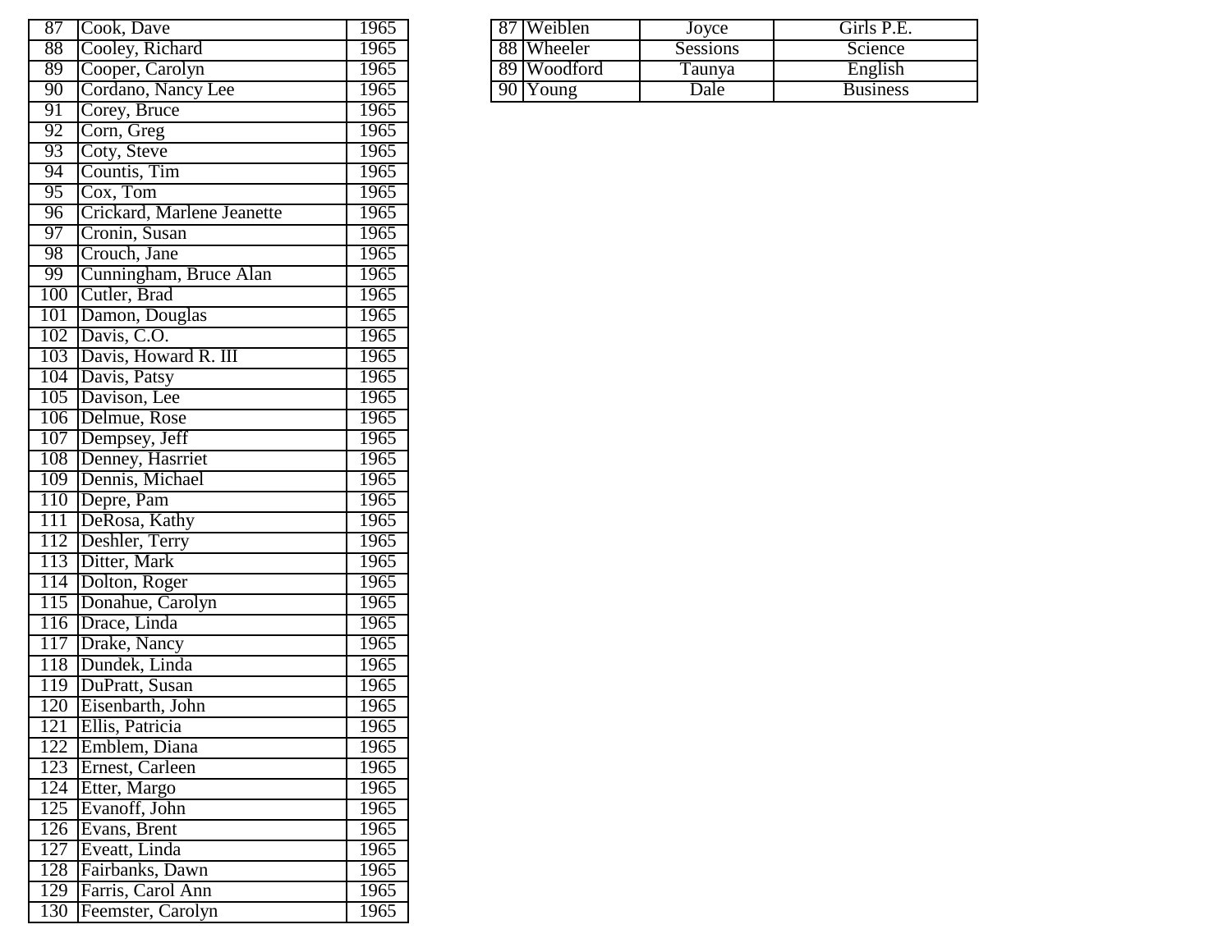| | | |
|---|---|---|
| 87 | Cook, Dave | 1965 |
| 88 | Cooley, Richard | 1965 |
| 89 | Cooper, Carolyn | 1965 |
| 90 | Cordano, Nancy Lee | 1965 |
| 91 | Corey, Bruce | 1965 |
| 92 | Corn, Greg | 1965 |
| 93 | Coty, Steve | 1965 |
| 94 | Countis, Tim | 1965 |
| 95 | Cox, Tom | 1965 |
| 96 | Crickard, Marlene Jeanette | 1965 |
| 97 | Cronin, Susan | 1965 |
| 98 | Crouch, Jane | 1965 |
| 99 | Cunningham, Bruce Alan | 1965 |
| 100 | Cutler, Brad | 1965 |
| 101 | Damon, Douglas | 1965 |
| 102 | Davis, C.O. | 1965 |
| 103 | Davis, Howard R. III | 1965 |
| 104 | Davis, Patsy | 1965 |
| 105 | Davison, Lee | 1965 |
| 106 | Delmue, Rose | 1965 |
| 107 | Dempsey, Jeff | 1965 |
| 108 | Denney, Hasrriet | 1965 |
| 109 | Dennis, Michael | 1965 |
| 110 | Depre, Pam | 1965 |
| 111 | DeRosa, Kathy | 1965 |
| 112 | Deshler, Terry | 1965 |
| 113 | Ditter, Mark | 1965 |
| 114 | Dolton, Roger | 1965 |
| 115 | Donahue, Carolyn | 1965 |
| 116 | Drace, Linda | 1965 |
| 117 | Drake, Nancy | 1965 |
| 118 | Dundek, Linda | 1965 |
| 119 | DuPratt, Susan | 1965 |
| 120 | Eisenbarth, John | 1965 |
| 121 | Ellis, Patricia | 1965 |
| 122 | Emblem, Diana | 1965 |
| 123 | Ernest, Carleen | 1965 |
| 124 | Etter, Margo | 1965 |
| 125 | Evanoff, John | 1965 |
| 126 | Evans, Brent | 1965 |
| 127 | Eveatt, Linda | 1965 |
| 128 | Fairbanks, Dawn | 1965 |
| 129 | Farris, Carol Ann | 1965 |
| 130 | Feemster, Carolyn | 1965 |

| | | | |
|---|---|---|---|
| 87 | Weiblen | Joyce | Girls P.E. |
| 88 | Wheeler | Sessions | Science |
| 89 | Woodford | Taunya | English |
| 90 | Young | Dale | Business |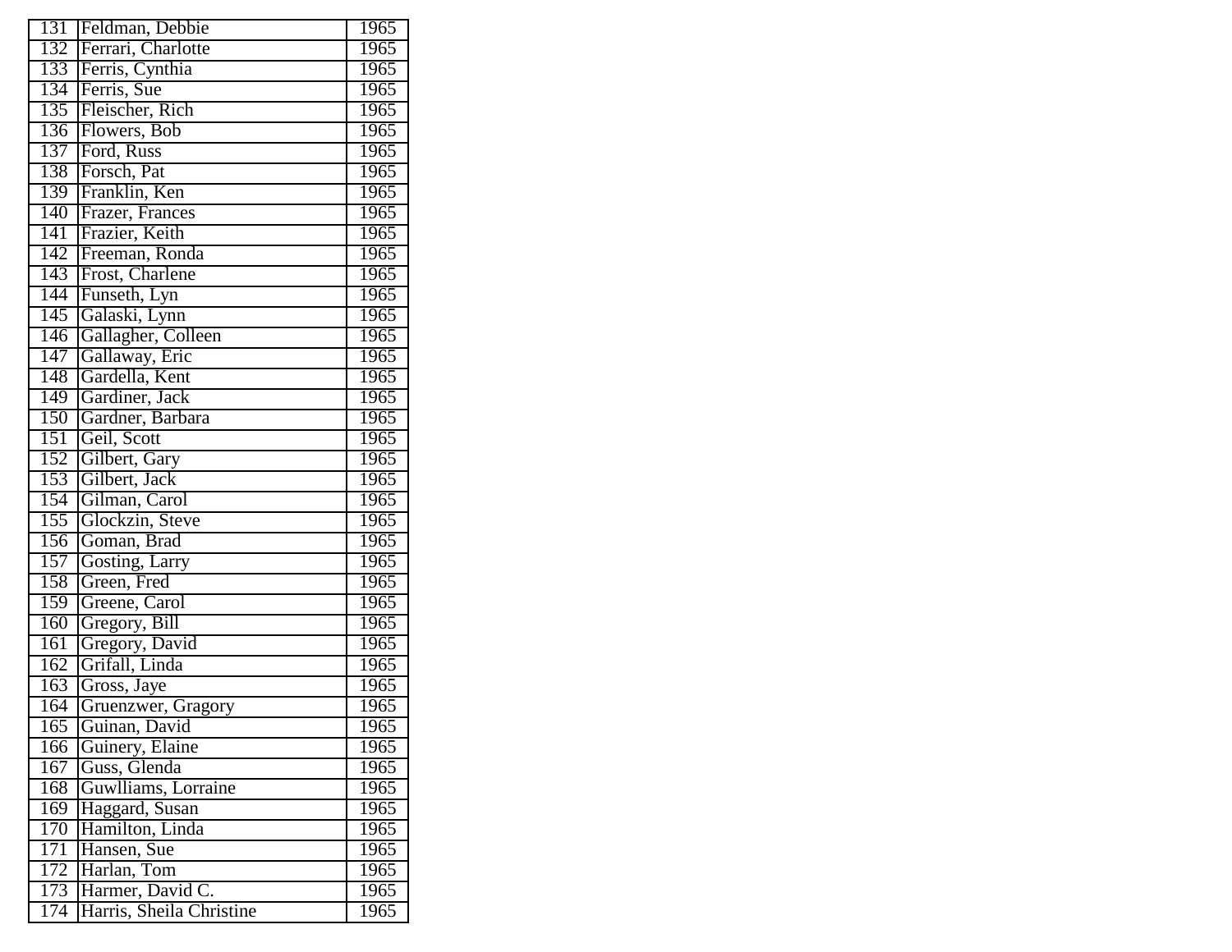| | | |
|---|---|---|
| 131 | Feldman, Debbie | 1965 |
| 132 | Ferrari, Charlotte | 1965 |
| 133 | Ferris, Cynthia | 1965 |
| 134 | Ferris, Sue | 1965 |
| 135 | Fleischer, Rich | 1965 |
| 136 | Flowers, Bob | 1965 |
| 137 | Ford, Russ | 1965 |
| 138 | Forsch, Pat | 1965 |
| 139 | Franklin, Ken | 1965 |
| 140 | Frazer, Frances | 1965 |
| 141 | Frazier, Keith | 1965 |
| 142 | Freeman, Ronda | 1965 |
| 143 | Frost, Charlene | 1965 |
| 144 | Funseth, Lyn | 1965 |
| 145 | Galaski, Lynn | 1965 |
| 146 | Gallagher, Colleen | 1965 |
| 147 | Gallaway, Eric | 1965 |
| 148 | Gardella, Kent | 1965 |
| 149 | Gardiner, Jack | 1965 |
| 150 | Gardner, Barbara | 1965 |
| 151 | Geil, Scott | 1965 |
| 152 | Gilbert, Gary | 1965 |
| 153 | Gilbert, Jack | 1965 |
| 154 | Gilman, Carol | 1965 |
| 155 | Glockzin, Steve | 1965 |
| 156 | Goman, Brad | 1965 |
| 157 | Gosting, Larry | 1965 |
| 158 | Green, Fred | 1965 |
| 159 | Greene, Carol | 1965 |
| 160 | Gregory, Bill | 1965 |
| 161 | Gregory, David | 1965 |
| 162 | Grifall, Linda | 1965 |
| 163 | Gross, Jaye | 1965 |
| 164 | Gruenzwer, Gragory | 1965 |
| 165 | Guinan, David | 1965 |
| 166 | Guinery, Elaine | 1965 |
| 167 | Guss, Glenda | 1965 |
| 168 | Guwlliams, Lorraine | 1965 |
| 169 | Haggard, Susan | 1965 |
| 170 | Hamilton, Linda | 1965 |
| 171 | Hansen, Sue | 1965 |
| 172 | Harlan, Tom | 1965 |
| 173 | Harmer, David C. | 1965 |
| 174 | Harris, Sheila Christine | 1965 |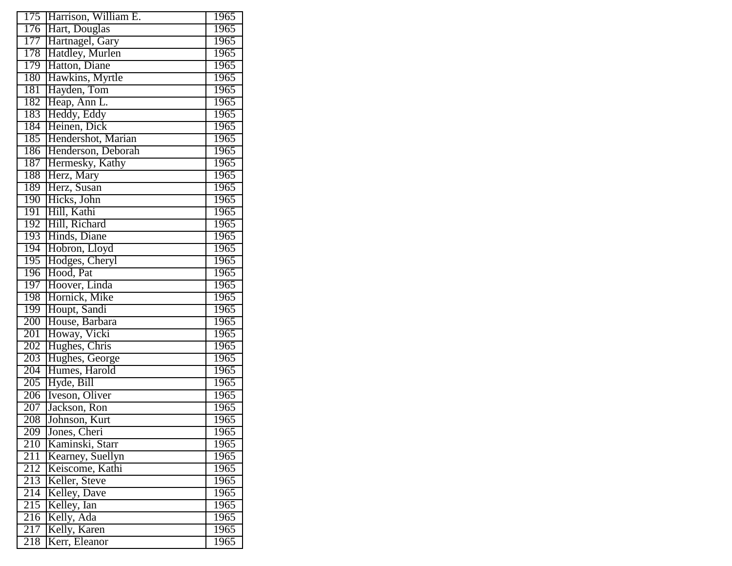| | | |
|---|---|---|
| 175 | Harrison, William E. | 1965 |
| 176 | Hart, Douglas | 1965 |
| 177 | Hartnagel, Gary | 1965 |
| 178 | Hatdley, Murlen | 1965 |
| 179 | Hatton, Diane | 1965 |
| 180 | Hawkins, Myrtle | 1965 |
| 181 | Hayden, Tom | 1965 |
| 182 | Heap, Ann L. | 1965 |
| 183 | Heddy, Eddy | 1965 |
| 184 | Heinen, Dick | 1965 |
| 185 | Hendershot, Marian | 1965 |
| 186 | Henderson, Deborah | 1965 |
| 187 | Hermesky, Kathy | 1965 |
| 188 | Herz, Mary | 1965 |
| 189 | Herz, Susan | 1965 |
| 190 | Hicks, John | 1965 |
| 191 | Hill, Kathi | 1965 |
| 192 | Hill, Richard | 1965 |
| 193 | Hinds, Diane | 1965 |
| 194 | Hobron, Lloyd | 1965 |
| 195 | Hodges, Cheryl | 1965 |
| 196 | Hood, Pat | 1965 |
| 197 | Hoover, Linda | 1965 |
| 198 | Hornick, Mike | 1965 |
| 199 | Houpt, Sandi | 1965 |
| 200 | House, Barbara | 1965 |
| 201 | Howay, Vicki | 1965 |
| 202 | Hughes, Chris | 1965 |
| 203 | Hughes, George | 1965 |
| 204 | Humes, Harold | 1965 |
| 205 | Hyde, Bill | 1965 |
| 206 | Iveson, Oliver | 1965 |
| 207 | Jackson, Ron | 1965 |
| 208 | Johnson, Kurt | 1965 |
| 209 | Jones, Cheri | 1965 |
| 210 | Kaminski, Starr | 1965 |
| 211 | Kearney, Suellyn | 1965 |
| 212 | Keiscome, Kathi | 1965 |
| 213 | Keller, Steve | 1965 |
| 214 | Kelley, Dave | 1965 |
| 215 | Kelley, Ian | 1965 |
| 216 | Kelly, Ada | 1965 |
| 217 | Kelly, Karen | 1965 |
| 218 | Kerr, Eleanor | 1965 |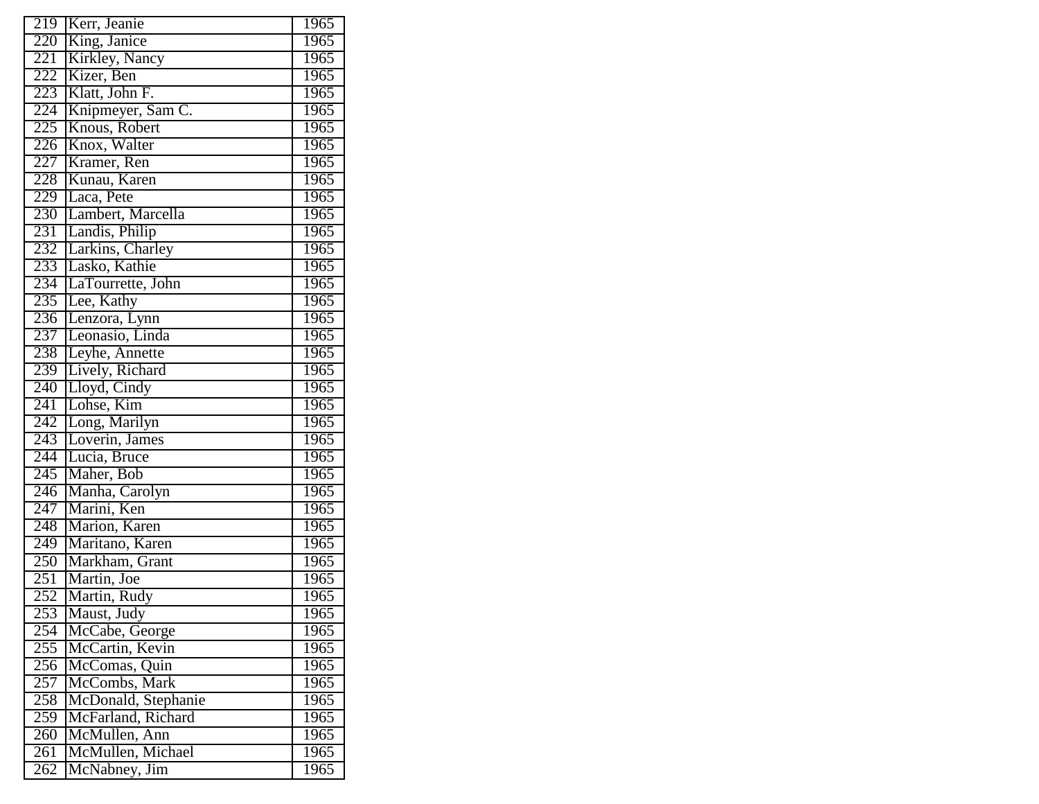| 219 | Kerr, Jeanie | 1965 |
|---|---|---|
| 220 | King, Janice | 1965 |
| 221 | Kirkley, Nancy | 1965 |
| 222 | Kizer, Ben | 1965 |
| 223 | Klatt, John F. | 1965 |
| 224 | Knipmeyer, Sam C. | 1965 |
| 225 | Knous, Robert | 1965 |
| 226 | Knox, Walter | 1965 |
| 227 | Kramer, Ren | 1965 |
| 228 | Kunau, Karen | 1965 |
| 229 | Laca, Pete | 1965 |
| 230 | Lambert, Marcella | 1965 |
| 231 | Landis, Philip | 1965 |
| 232 | Larkins, Charley | 1965 |
| 233 | Lasko, Kathie | 1965 |
| 234 | LaTourrette, John | 1965 |
| 235 | Lee, Kathy | 1965 |
| 236 | Lenzora, Lynn | 1965 |
| 237 | Leonasio, Linda | 1965 |
| 238 | Leyhe, Annette | 1965 |
| 239 | Lively, Richard | 1965 |
| 240 | Lloyd, Cindy | 1965 |
| 241 | Lohse, Kim | 1965 |
| 242 | Long, Marilyn | 1965 |
| 243 | Loverin, James | 1965 |
| 244 | Lucia, Bruce | 1965 |
| 245 | Maher, Bob | 1965 |
| 246 | Manha, Carolyn | 1965 |
| 247 | Marini, Ken | 1965 |
| 248 | Marion, Karen | 1965 |
| 249 | Maritano, Karen | 1965 |
| 250 | Markham, Grant | 1965 |
| 251 | Martin, Joe | 1965 |
| 252 | Martin, Rudy | 1965 |
| 253 | Maust, Judy | 1965 |
| 254 | McCabe, George | 1965 |
| 255 | McCartin, Kevin | 1965 |
| 256 | McComas, Quin | 1965 |
| 257 | McCombs, Mark | 1965 |
| 258 | McDonald, Stephanie | 1965 |
| 259 | McFarland, Richard | 1965 |
| 260 | McMullen, Ann | 1965 |
| 261 | McMullen, Michael | 1965 |
| 262 | McNabney, Jim | 1965 |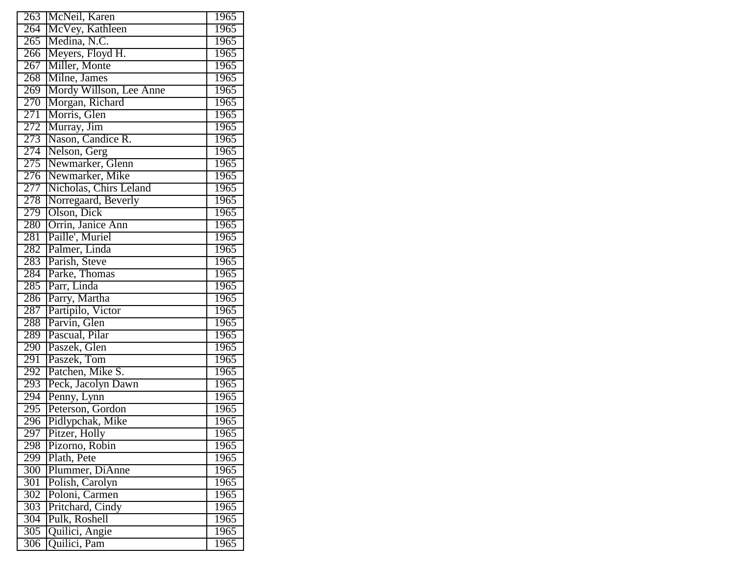| | | |
|---|---|---|
| 263 | McNeil, Karen | 1965 |
| 264 | McVey, Kathleen | 1965 |
| 265 | Medina, N.C. | 1965 |
| 266 | Meyers, Floyd H. | 1965 |
| 267 | Miller, Monte | 1965 |
| 268 | Milne, James | 1965 |
| 269 | Mordy Willson, Lee Anne | 1965 |
| 270 | Morgan, Richard | 1965 |
| 271 | Morris, Glen | 1965 |
| 272 | Murray, Jim | 1965 |
| 273 | Nason, Candice R. | 1965 |
| 274 | Nelson, Gerg | 1965 |
| 275 | Newmarker, Glenn | 1965 |
| 276 | Newmarker, Mike | 1965 |
| 277 | Nicholas, Chirs Leland | 1965 |
| 278 | Norregaard, Beverly | 1965 |
| 279 | Olson, Dick | 1965 |
| 280 | Orrin, Janice Ann | 1965 |
| 281 | Paille', Muriel | 1965 |
| 282 | Palmer, Linda | 1965 |
| 283 | Parish, Steve | 1965 |
| 284 | Parke, Thomas | 1965 |
| 285 | Parr, Linda | 1965 |
| 286 | Parry, Martha | 1965 |
| 287 | Partipilo, Victor | 1965 |
| 288 | Parvin, Glen | 1965 |
| 289 | Pascual, Pilar | 1965 |
| 290 | Paszek, Glen | 1965 |
| 291 | Paszek, Tom | 1965 |
| 292 | Patchen, Mike S. | 1965 |
| 293 | Peck, Jacolyn Dawn | 1965 |
| 294 | Penny, Lynn | 1965 |
| 295 | Peterson, Gordon | 1965 |
| 296 | Pidlypchak, Mike | 1965 |
| 297 | Pitzer, Holly | 1965 |
| 298 | Pizorno, Robin | 1965 |
| 299 | Plath, Pete | 1965 |
| 300 | Plummer, DiAnne | 1965 |
| 301 | Polish, Carolyn | 1965 |
| 302 | Poloni, Carmen | 1965 |
| 303 | Pritchard, Cindy | 1965 |
| 304 | Pulk, Roshell | 1965 |
| 305 | Quilici, Angie | 1965 |
| 306 | Quilici, Pam | 1965 |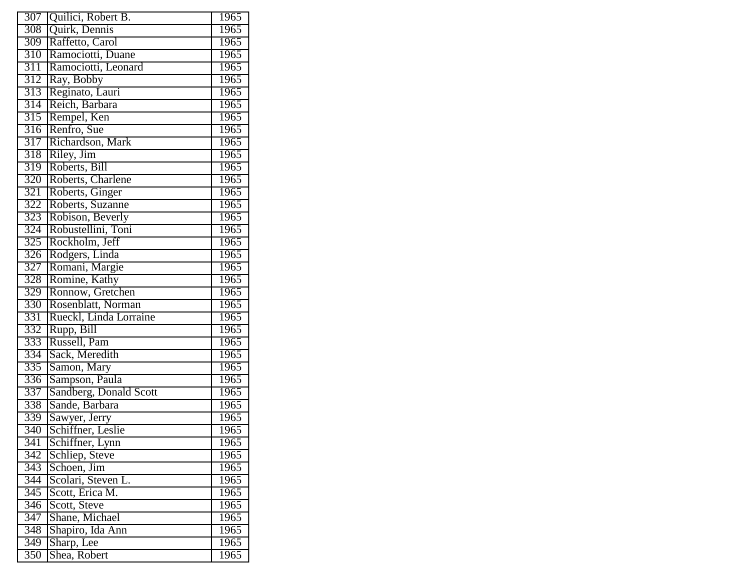| 307 | Quilici, Robert B. | 1965 |
|---|---|---|
| 308 | Quirk, Dennis | 1965 |
| 309 | Raffetto, Carol | 1965 |
| 310 | Ramociotti, Duane | 1965 |
| 311 | Ramociotti, Leonard | 1965 |
| 312 | Ray, Bobby | 1965 |
| 313 | Reginato, Lauri | 1965 |
| 314 | Reich, Barbara | 1965 |
| 315 | Rempel, Ken | 1965 |
| 316 | Renfro, Sue | 1965 |
| 317 | Richardson, Mark | 1965 |
| 318 | Riley, Jim | 1965 |
| 319 | Roberts, Bill | 1965 |
| 320 | Roberts, Charlene | 1965 |
| 321 | Roberts, Ginger | 1965 |
| 322 | Roberts, Suzanne | 1965 |
| 323 | Robison, Beverly | 1965 |
| 324 | Robustellini, Toni | 1965 |
| 325 | Rockholm, Jeff | 1965 |
| 326 | Rodgers, Linda | 1965 |
| 327 | Romani, Margie | 1965 |
| 328 | Romine, Kathy | 1965 |
| 329 | Ronnow, Gretchen | 1965 |
| 330 | Rosenblatt, Norman | 1965 |
| 331 | Rueckl, Linda Lorraine | 1965 |
| 332 | Rupp, Bill | 1965 |
| 333 | Russell, Pam | 1965 |
| 334 | Sack, Meredith | 1965 |
| 335 | Samon, Mary | 1965 |
| 336 | Sampson, Paula | 1965 |
| 337 | Sandberg, Donald Scott | 1965 |
| 338 | Sande, Barbara | 1965 |
| 339 | Sawyer, Jerry | 1965 |
| 340 | Schiffner, Leslie | 1965 |
| 341 | Schiffner, Lynn | 1965 |
| 342 | Schliep, Steve | 1965 |
| 343 | Schoen, Jim | 1965 |
| 344 | Scolari, Steven L. | 1965 |
| 345 | Scott, Erica M. | 1965 |
| 346 | Scott, Steve | 1965 |
| 347 | Shane, Michael | 1965 |
| 348 | Shapiro, Ida Ann | 1965 |
| 349 | Sharp, Lee | 1965 |
| 350 | Shea, Robert | 1965 |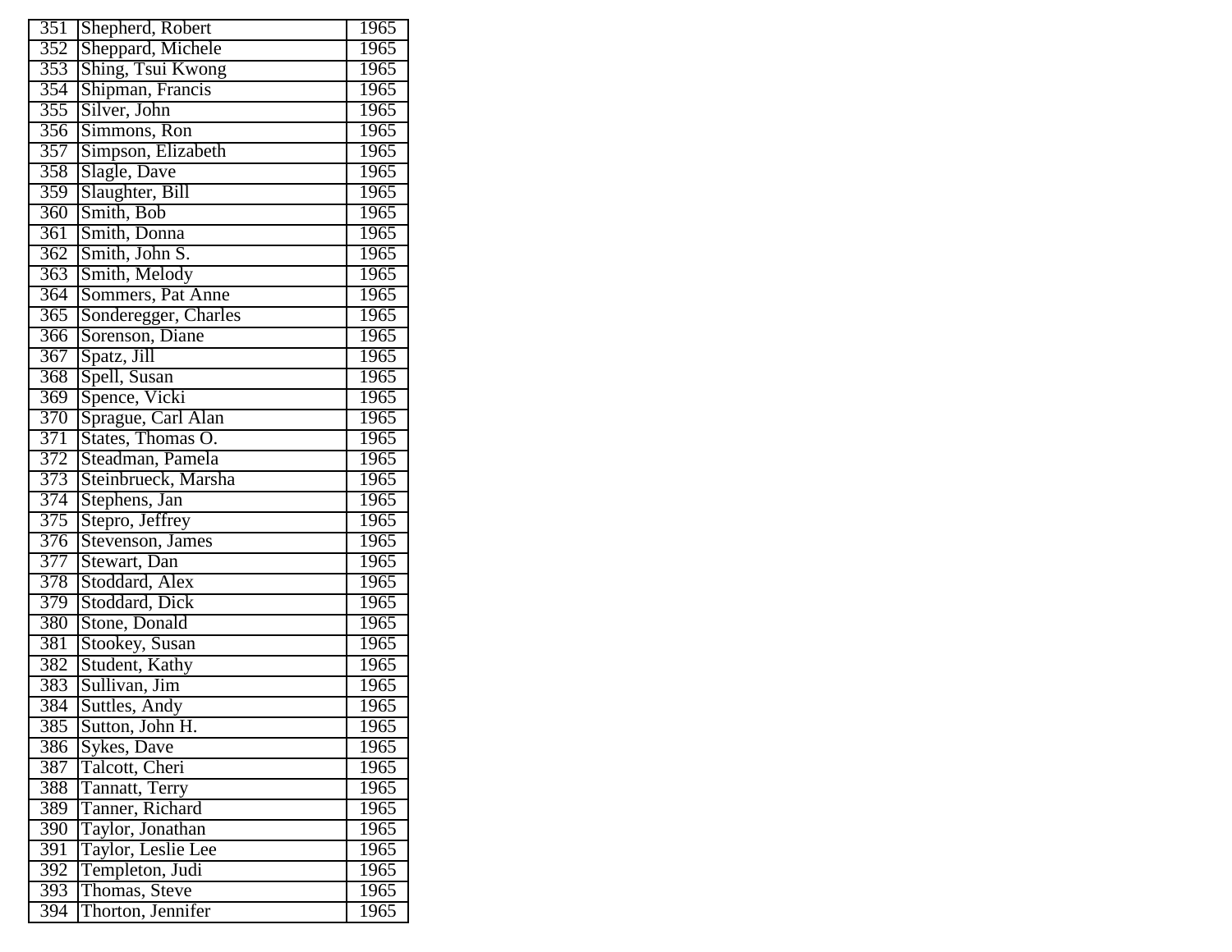| | | |
|---|---|---|
| 351 | Shepherd, Robert | 1965 |
| 352 | Sheppard, Michele | 1965 |
| 353 | Shing, Tsui Kwong | 1965 |
| 354 | Shipman, Francis | 1965 |
| 355 | Silver, John | 1965 |
| 356 | Simmons, Ron | 1965 |
| 357 | Simpson, Elizabeth | 1965 |
| 358 | Slagle, Dave | 1965 |
| 359 | Slaughter, Bill | 1965 |
| 360 | Smith, Bob | 1965 |
| 361 | Smith, Donna | 1965 |
| 362 | Smith, John S. | 1965 |
| 363 | Smith, Melody | 1965 |
| 364 | Sommers, Pat Anne | 1965 |
| 365 | Sonderegger, Charles | 1965 |
| 366 | Sorenson, Diane | 1965 |
| 367 | Spatz, Jill | 1965 |
| 368 | Spell, Susan | 1965 |
| 369 | Spence, Vicki | 1965 |
| 370 | Sprague, Carl Alan | 1965 |
| 371 | States, Thomas O. | 1965 |
| 372 | Steadman, Pamela | 1965 |
| 373 | Steinbrueck, Marsha | 1965 |
| 374 | Stephens, Jan | 1965 |
| 375 | Stepro, Jeffrey | 1965 |
| 376 | Stevenson, James | 1965 |
| 377 | Stewart, Dan | 1965 |
| 378 | Stoddard, Alex | 1965 |
| 379 | Stoddard, Dick | 1965 |
| 380 | Stone, Donald | 1965 |
| 381 | Stookey, Susan | 1965 |
| 382 | Student, Kathy | 1965 |
| 383 | Sullivan, Jim | 1965 |
| 384 | Suttles, Andy | 1965 |
| 385 | Sutton, John H. | 1965 |
| 386 | Sykes, Dave | 1965 |
| 387 | Talcott, Cheri | 1965 |
| 388 | Tannatt, Terry | 1965 |
| 389 | Tanner, Richard | 1965 |
| 390 | Taylor, Jonathan | 1965 |
| 391 | Taylor, Leslie Lee | 1965 |
| 392 | Templeton, Judi | 1965 |
| 393 | Thomas, Steve | 1965 |
| 394 | Thorton, Jennifer | 1965 |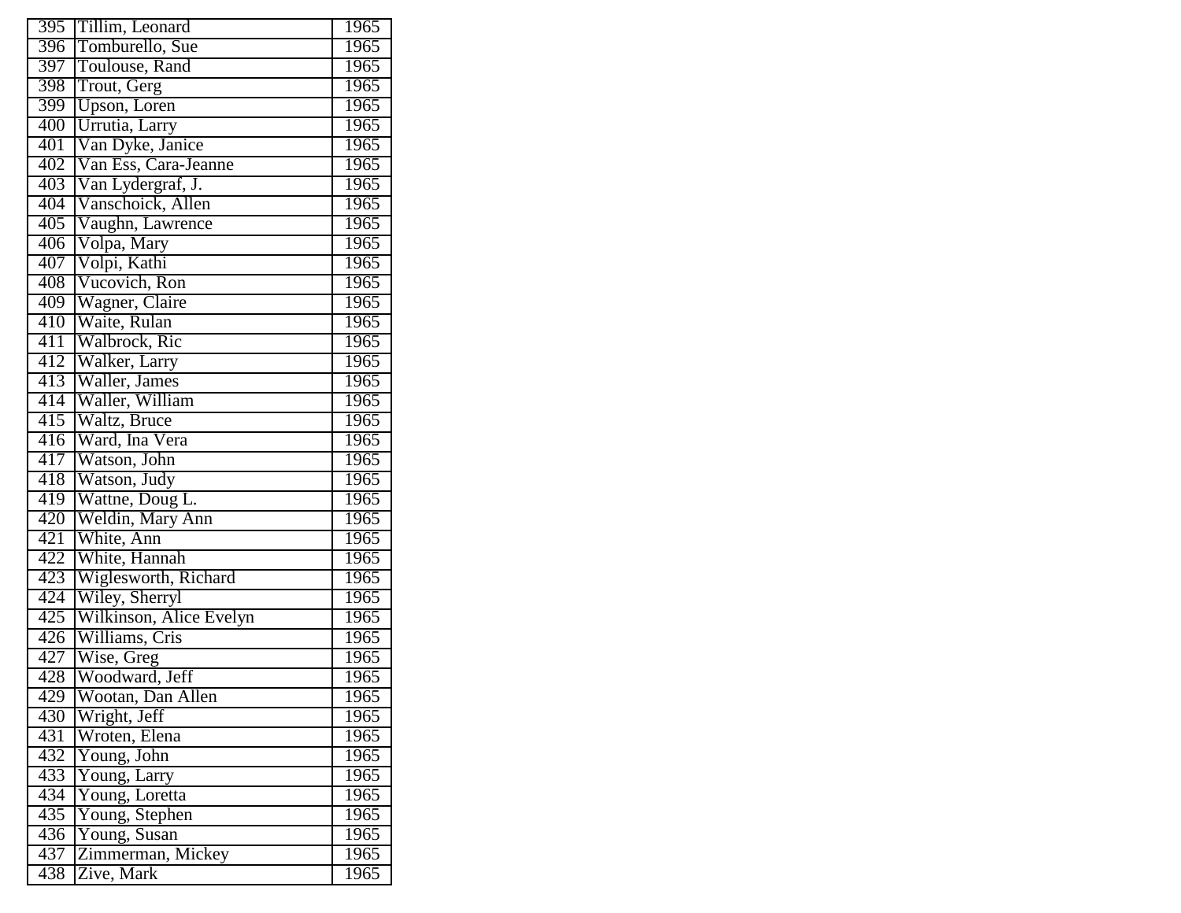| | | |
|---|---|---|
| 395 | Tillim, Leonard | 1965 |
| 396 | Tomburello, Sue | 1965 |
| 397 | Toulouse, Rand | 1965 |
| 398 | Trout, Gerg | 1965 |
| 399 | Upson, Loren | 1965 |
| 400 | Urrutia, Larry | 1965 |
| 401 | Van Dyke, Janice | 1965 |
| 402 | Van Ess, Cara-Jeanne | 1965 |
| 403 | Van Lydergraf, J. | 1965 |
| 404 | Vanschoick, Allen | 1965 |
| 405 | Vaughn, Lawrence | 1965 |
| 406 | Volpa, Mary | 1965 |
| 407 | Volpi, Kathi | 1965 |
| 408 | Vucovich, Ron | 1965 |
| 409 | Wagner, Claire | 1965 |
| 410 | Waite, Rulan | 1965 |
| 411 | Walbrock, Ric | 1965 |
| 412 | Walker, Larry | 1965 |
| 413 | Waller, James | 1965 |
| 414 | Waller, William | 1965 |
| 415 | Waltz, Bruce | 1965 |
| 416 | Ward, Ina Vera | 1965 |
| 417 | Watson, John | 1965 |
| 418 | Watson, Judy | 1965 |
| 419 | Wattne, Doug L. | 1965 |
| 420 | Weldin, Mary Ann | 1965 |
| 421 | White, Ann | 1965 |
| 422 | White, Hannah | 1965 |
| 423 | Wiglesworth, Richard | 1965 |
| 424 | Wiley, Sherryl | 1965 |
| 425 | Wilkinson, Alice Evelyn | 1965 |
| 426 | Williams, Cris | 1965 |
| 427 | Wise, Greg | 1965 |
| 428 | Woodward, Jeff | 1965 |
| 429 | Wootan, Dan Allen | 1965 |
| 430 | Wright, Jeff | 1965 |
| 431 | Wroten, Elena | 1965 |
| 432 | Young, John | 1965 |
| 433 | Young, Larry | 1965 |
| 434 | Young, Loretta | 1965 |
| 435 | Young, Stephen | 1965 |
| 436 | Young, Susan | 1965 |
| 437 | Zimmerman, Mickey | 1965 |
| 438 | Zive, Mark | 1965 |